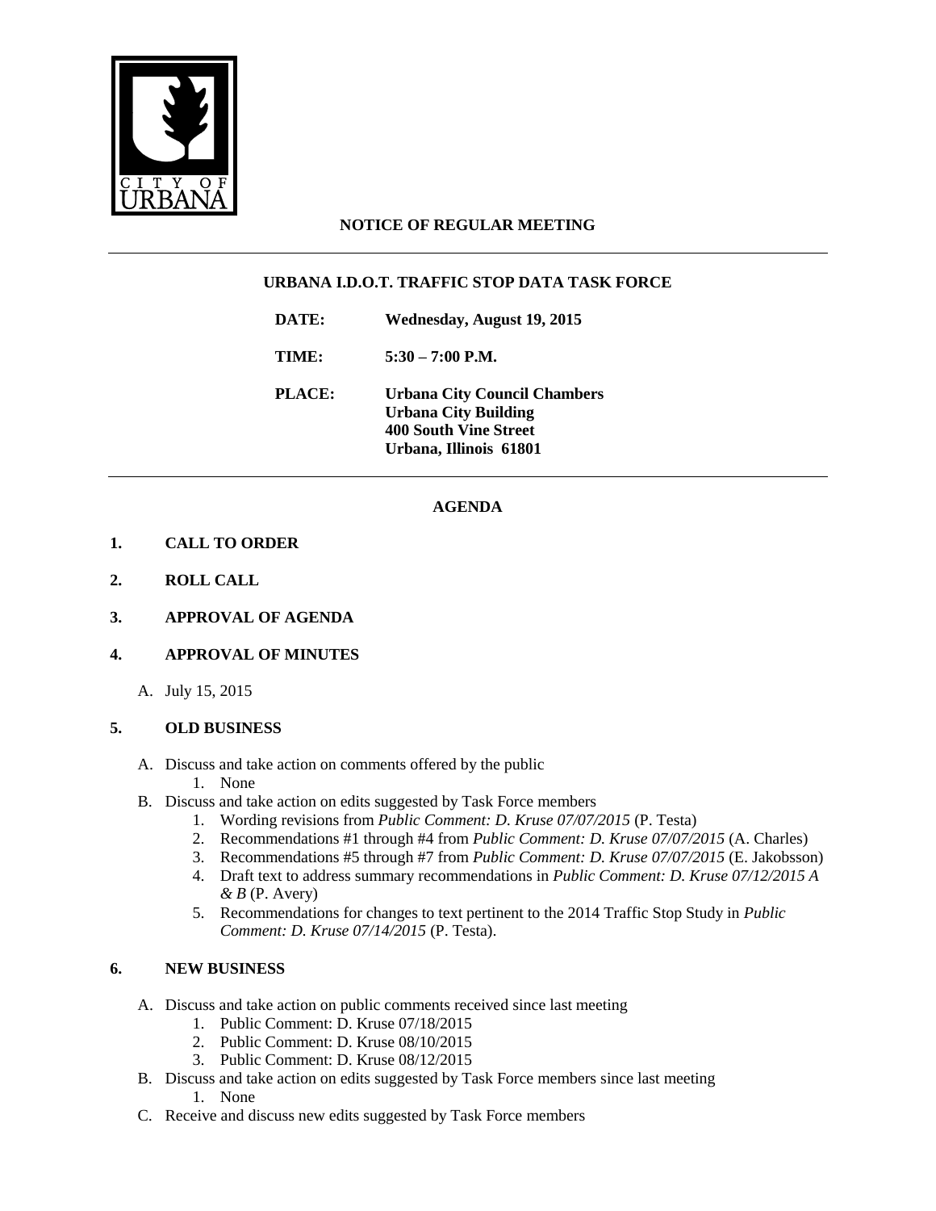CITY OF URBANA

## NOTICE OF REGULAR MEETING

---

### URBANA I.D.O.T. TRAFFIC STOP DATA TASK FORCE

**DATE:** **Wednesday, August 19, 2015**

**TIME:** **5:30 – 7:00 P.M.**

**PLACE:** **Urbana City Council Chambers**
**Urbana City Building**
**400 South Vine Street**
**Urbana, Illinois 61801**

---

### AGENDA

**1. CALL TO ORDER**

**2. ROLL CALL**

**3. APPROVAL OF AGENDA**

**4. APPROVAL OF MINUTES**

A. July 15, 2015

**5. OLD BUSINESS**

A. Discuss and take action on comments offered by the public
   1. None

B. Discuss and take action on edits suggested by Task Force members
   1. Wording revisions from *Public Comment: D. Kruse 07/07/2015* (P. Testa)
   2. Recommendations #1 through #4 from *Public Comment: D. Kruse 07/07/2015* (A. Charles)
   3. Recommendations #5 through #7 from *Public Comment: D. Kruse 07/07/2015* (E. Jakobsson)
   4. Draft text to address summary recommendations in *Public Comment: D. Kruse 07/12/2015 A & B* (P. Avery)
   5. Recommendations for changes to text pertinent to the 2014 Traffic Stop Study in *Public Comment: D. Kruse 07/14/2015* (P. Testa).

**6. NEW BUSINESS**

A. Discuss and take action on public comments received since last meeting
   1. Public Comment: D. Kruse 07/18/2015
   2. Public Comment: D. Kruse 08/10/2015
   3. Public Comment: D. Kruse 08/12/2015

B. Discuss and take action on edits suggested by Task Force members since last meeting
   1. None

C. Receive and discuss new edits suggested by Task Force members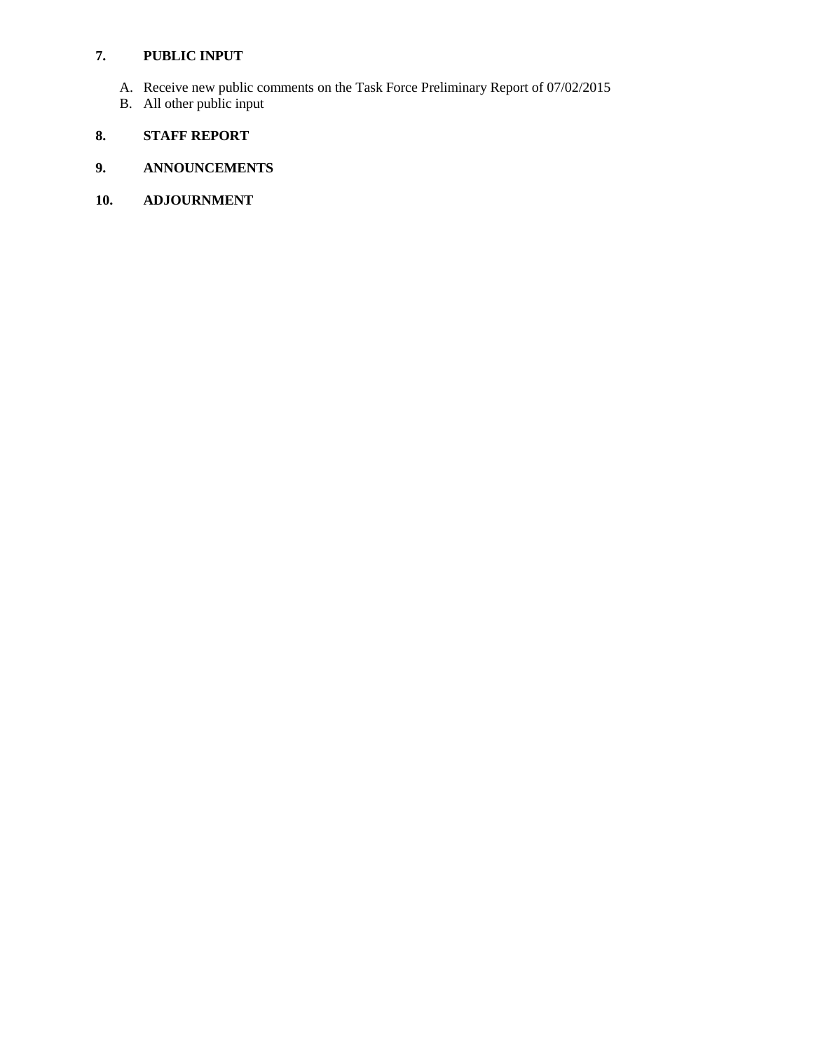## 7. PUBLIC INPUT

A. Receive new public comments on the Task Force Preliminary Report of 07/02/2015
B. All other public input

## 8. STAFF REPORT

## 9. ANNOUNCEMENTS

## 10. ADJOURNMENT